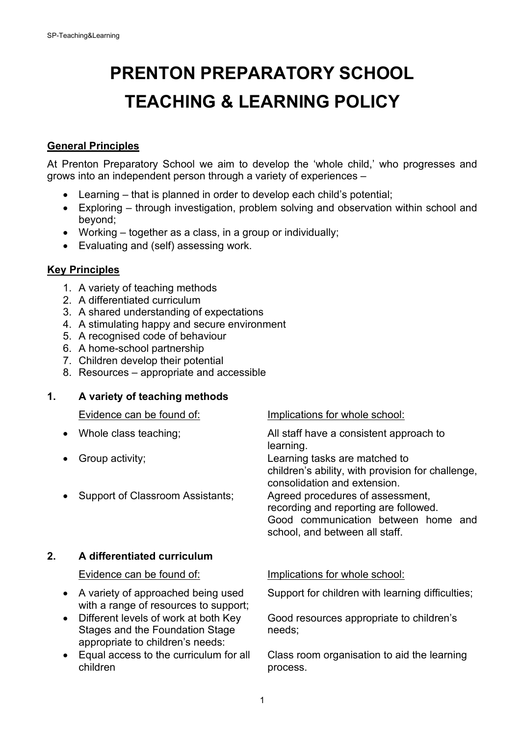# PRENTON PREPARATORY SCHOOL
# TEACHING & LEARNING POLICY

## General Principles

At Prenton Preparatory School we aim to develop the 'whole child,' who progresses and grows into an independent person through a variety of experiences –

- Learning – that is planned in order to develop each child's potential;
- Exploring – through investigation, problem solving and observation within school and beyond;
- Working – together as a class, in a group or individually;
- Evaluating and (self) assessing work.

## Key Principles

1. A variety of teaching methods
2. A differentiated curriculum
3. A shared understanding of expectations
4. A stimulating happy and secure environment
5. A recognised code of behaviour
6. A home-school partnership
7. Children develop their potential
8. Resources – appropriate and accessible

### 1. A variety of teaching methods

| Evidence can be found of: | Implications for whole school: |
|---|---|
| • Whole class teaching; | All staff have a consistent approach to learning. |
| • Group activity; | Learning tasks are matched to children's ability, with provision for challenge, consolidation and extension. |
| • Support of Classroom Assistants; | Agreed procedures of assessment, recording and reporting are followed. Good communication between home and school, and between all staff. |

### 2. A differentiated curriculum

| Evidence can be found of: | Implications for whole school: |
|---|---|
| • A variety of approached being used with a range of resources to support; | Support for children with learning difficulties; |
| • Different levels of work at both Key Stages and the Foundation Stage appropriate to children's needs: | Good resources appropriate to children's needs; |
| • Equal access to the curriculum for all children | Class room organisation to aid the learning process. |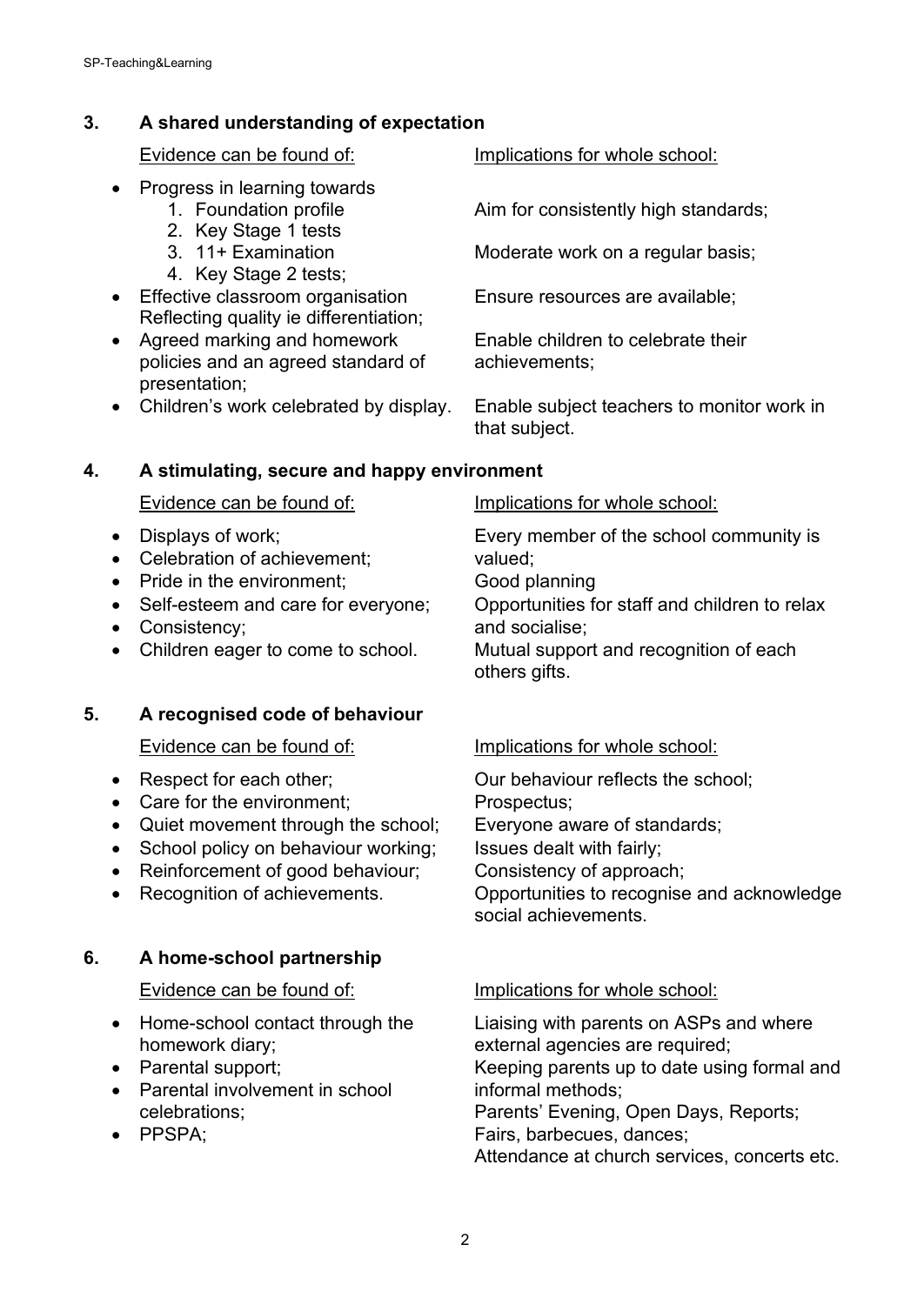## 3. A shared understanding of expectation

| Evidence can be found of: | Implications for whole school: |
| --- | --- |
| • Progress in learning towards<br>1. Foundation profile<br>2. Key Stage 1 tests<br>3. 11+ Examination<br>4. Key Stage 2 tests;<br>• Effective classroom organisation Reflecting quality ie differentiation;<br>• Agreed marking and homework policies and an agreed standard of presentation;<br>• Children's work celebrated by display. | Aim for consistently high standards;<br>Moderate work on a regular basis;<br>Ensure resources are available;<br>Enable children to celebrate their achievements;<br>Enable subject teachers to monitor work in that subject. |

## 4. A stimulating, secure and happy environment

| Evidence can be found of: | Implications for whole school: |
| --- | --- |
| • Displays of work;<br>• Celebration of achievement;<br>• Pride in the environment;<br>• Self-esteem and care for everyone;<br>• Consistency;<br>• Children eager to come to school. | Every member of the school community is valued;<br>Good planning<br>Opportunities for staff and children to relax and socialise;<br>Mutual support and recognition of each others gifts. |

## 5. A recognised code of behaviour

| Evidence can be found of: | Implications for whole school: |
| --- | --- |
| • Respect for each other;<br>• Care for the environment;<br>• Quiet movement through the school;<br>• School policy on behaviour working;<br>• Reinforcement of good behaviour;<br>• Recognition of achievements. | Our behaviour reflects the school;<br>Prospectus;<br>Everyone aware of standards;<br>Issues dealt with fairly;<br>Consistency of approach;<br>Opportunities to recognise and acknowledge social achievements. |

## 6. A home-school partnership

| Evidence can be found of: | Implications for whole school: |
| --- | --- |
| • Home-school contact through the homework diary;<br>• Parental support;<br>• Parental involvement in school celebrations;<br>• PPSPA; | Liaising with parents on ASPs and where external agencies are required;<br>Keeping parents up to date using formal and informal methods;<br>Parents' Evening, Open Days, Reports;<br>Fairs, barbecues, dances;<br>Attendance at church services, concerts etc. |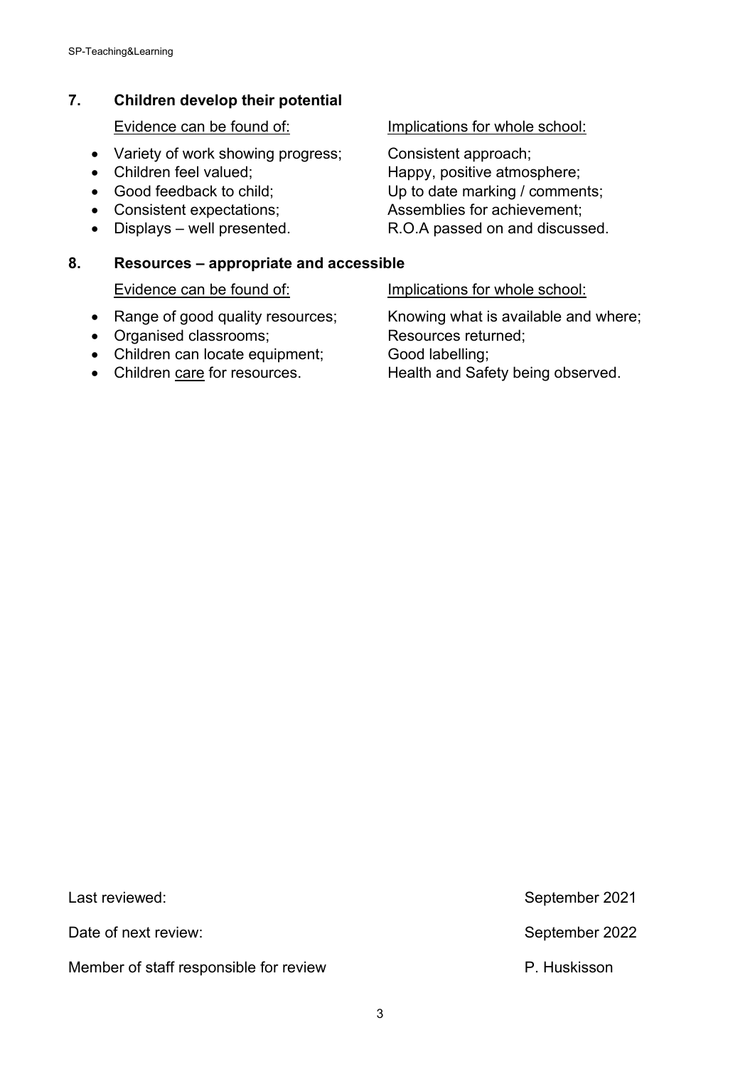## 7. Children develop their potential

| Evidence can be found of: | Implications for whole school: |
| --- | --- |
| • Variety of work showing progress; | Consistent approach; |
| • Children feel valued; | Happy, positive atmosphere; |
| • Good feedback to child; | Up to date marking / comments; |
| • Consistent expectations; | Assemblies for achievement; |
| • Displays – well presented. | R.O.A passed on and discussed. |

## 8. Resources – appropriate and accessible

| Evidence can be found of: | Implications for whole school: |
| --- | --- |
| • Range of good quality resources; | Knowing what is available and where; |
| • Organised classrooms; | Resources returned; |
| • Children can locate equipment; | Good labelling; |
| • Children care for resources. | Health and Safety being observed. |

| | |
| --- | --- |
| Last reviewed: | September 2021 |
| Date of next review: | September 2022 |
| Member of staff responsible for review | P. Huskisson |